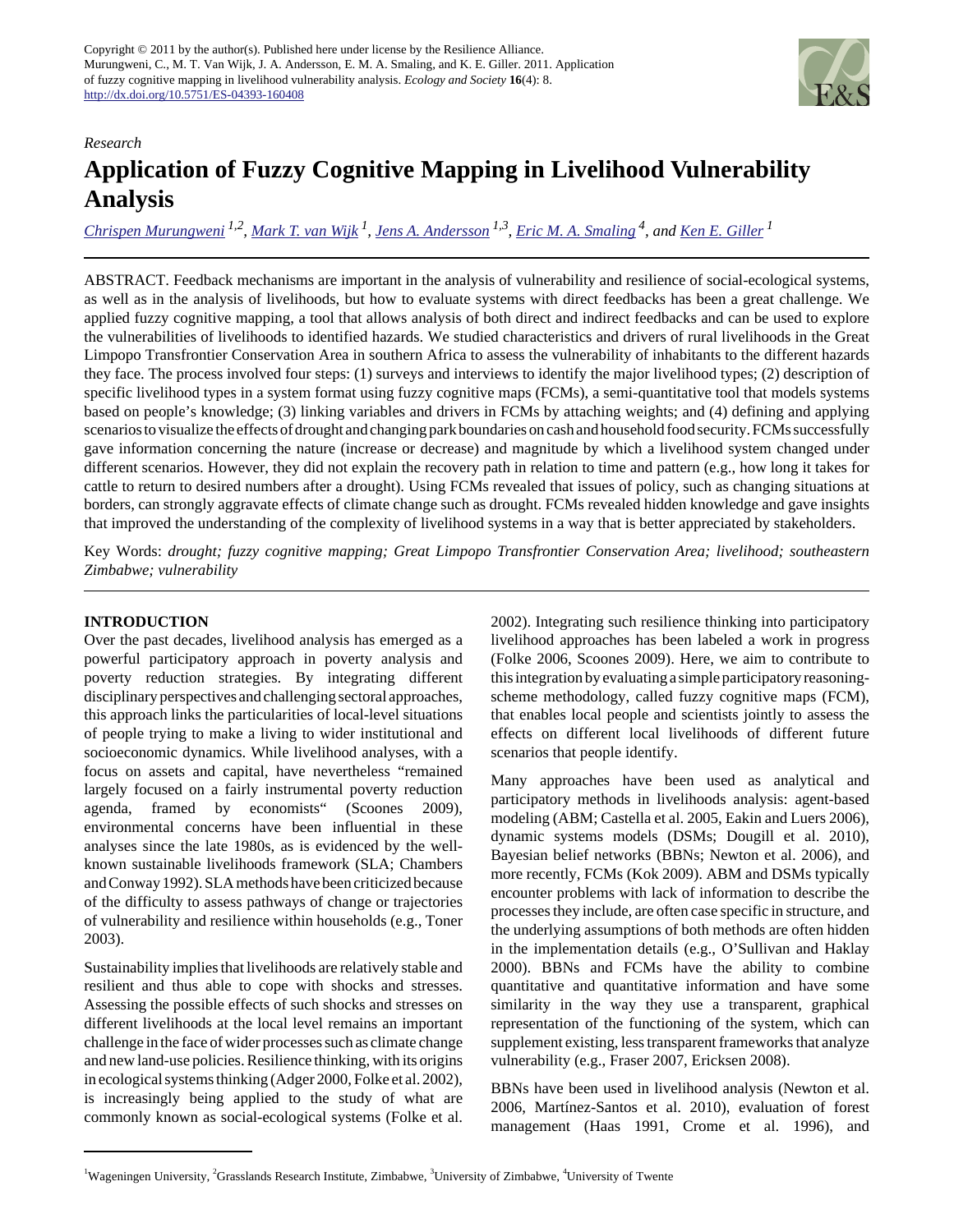Copyright © 2011 by the author(s). Published here under license by the Resilience Alliance.
Murungweni, C., M. T. Van Wijk, J. A. Andersson, E. M. A. Smaling, and K. E. Giller. 2011. Application of fuzzy cognitive mapping in livelihood vulnerability analysis. *Ecology and Society* **16**(4): 8.
http://dx.doi.org/10.5751/ES-04393-160408

*Research*

# Application of Fuzzy Cognitive Mapping in Livelihood Vulnerability Analysis

Chrispen Murungweni [1,2], Mark T. van Wijk [1], Jens A. Andersson [1,3], Eric M. A. Smaling [4], and Ken E. Giller [1]

ABSTRACT. Feedback mechanisms are important in the analysis of vulnerability and resilience of social-ecological systems, as well as in the analysis of livelihoods, but how to evaluate systems with direct feedbacks has been a great challenge. We applied fuzzy cognitive mapping, a tool that allows analysis of both direct and indirect feedbacks and can be used to explore the vulnerabilities of livelihoods to identified hazards. We studied characteristics and drivers of rural livelihoods in the Great Limpopo Transfrontier Conservation Area in southern Africa to assess the vulnerability of inhabitants to the different hazards they face. The process involved four steps: (1) surveys and interviews to identify the major livelihood types; (2) description of specific livelihood types in a system format using fuzzy cognitive maps (FCMs), a semi-quantitative tool that models systems based on people's knowledge; (3) linking variables and drivers in FCMs by attaching weights; and (4) defining and applying scenarios to visualize the effects of drought and changing park boundaries on cash and household food security. FCMs successfully gave information concerning the nature (increase or decrease) and magnitude by which a livelihood system changed under different scenarios. However, they did not explain the recovery path in relation to time and pattern (e.g., how long it takes for cattle to return to desired numbers after a drought). Using FCMs revealed that issues of policy, such as changing situations at borders, can strongly aggravate effects of climate change such as drought. FCMs revealed hidden knowledge and gave insights that improved the understanding of the complexity of livelihood systems in a way that is better appreciated by stakeholders.

Key Words: *drought; fuzzy cognitive mapping; Great Limpopo Transfrontier Conservation Area; livelihood; southeastern Zimbabwe; vulnerability*

## INTRODUCTION

Over the past decades, livelihood analysis has emerged as a powerful participatory approach in poverty analysis and poverty reduction strategies. By integrating different disciplinary perspectives and challenging sectoral approaches, this approach links the particularities of local-level situations of people trying to make a living to wider institutional and socioeconomic dynamics. While livelihood analyses, with a focus on assets and capital, have nevertheless "remained largely focused on a fairly instrumental poverty reduction agenda, framed by economists" (Scoones 2009), environmental concerns have been influential in these analyses since the late 1980s, as is evidenced by the well-known sustainable livelihoods framework (SLA; Chambers and Conway 1992). SLA methods have been criticized because of the difficulty to assess pathways of change or trajectories of vulnerability and resilience within households (e.g., Toner 2003).

Sustainability implies that livelihoods are relatively stable and resilient and thus able to cope with shocks and stresses. Assessing the possible effects of such shocks and stresses on different livelihoods at the local level remains an important challenge in the face of wider processes such as climate change and new land-use policies. Resilience thinking, with its origins in ecological systems thinking (Adger 2000, Folke et al. 2002), is increasingly being applied to the study of what are commonly known as social-ecological systems (Folke et al. 2002). Integrating such resilience thinking into participatory livelihood approaches has been labeled a work in progress (Folke 2006, Scoones 2009). Here, we aim to contribute to this integration by evaluating a simple participatory reasoning-scheme methodology, called fuzzy cognitive maps (FCM), that enables local people and scientists jointly to assess the effects on different local livelihoods of different future scenarios that people identify.

Many approaches have been used as analytical and participatory methods in livelihoods analysis: agent-based modeling (ABM; Castella et al. 2005, Eakin and Luers 2006), dynamic systems models (DSMs; Dougill et al. 2010), Bayesian belief networks (BBNs; Newton et al. 2006), and more recently, FCMs (Kok 2009). ABM and DSMs typically encounter problems with lack of information to describe the processes they include, are often case specific in structure, and the underlying assumptions of both methods are often hidden in the implementation details (e.g., O'Sullivan and Haklay 2000). BBNs and FCMs have the ability to combine quantitative and quantitative information and have some similarity in the way they use a transparent, graphical representation of the functioning of the system, which can supplement existing, less transparent frameworks that analyze vulnerability (e.g., Fraser 2007, Ericksen 2008).

BBNs have been used in livelihood analysis (Newton et al. 2006, Martínez-Santos et al. 2010), evaluation of forest management (Haas 1991, Crome et al. 1996), and

[1]Wageningen University, [2]Grasslands Research Institute, Zimbabwe, [3]University of Zimbabwe, [4]University of Twente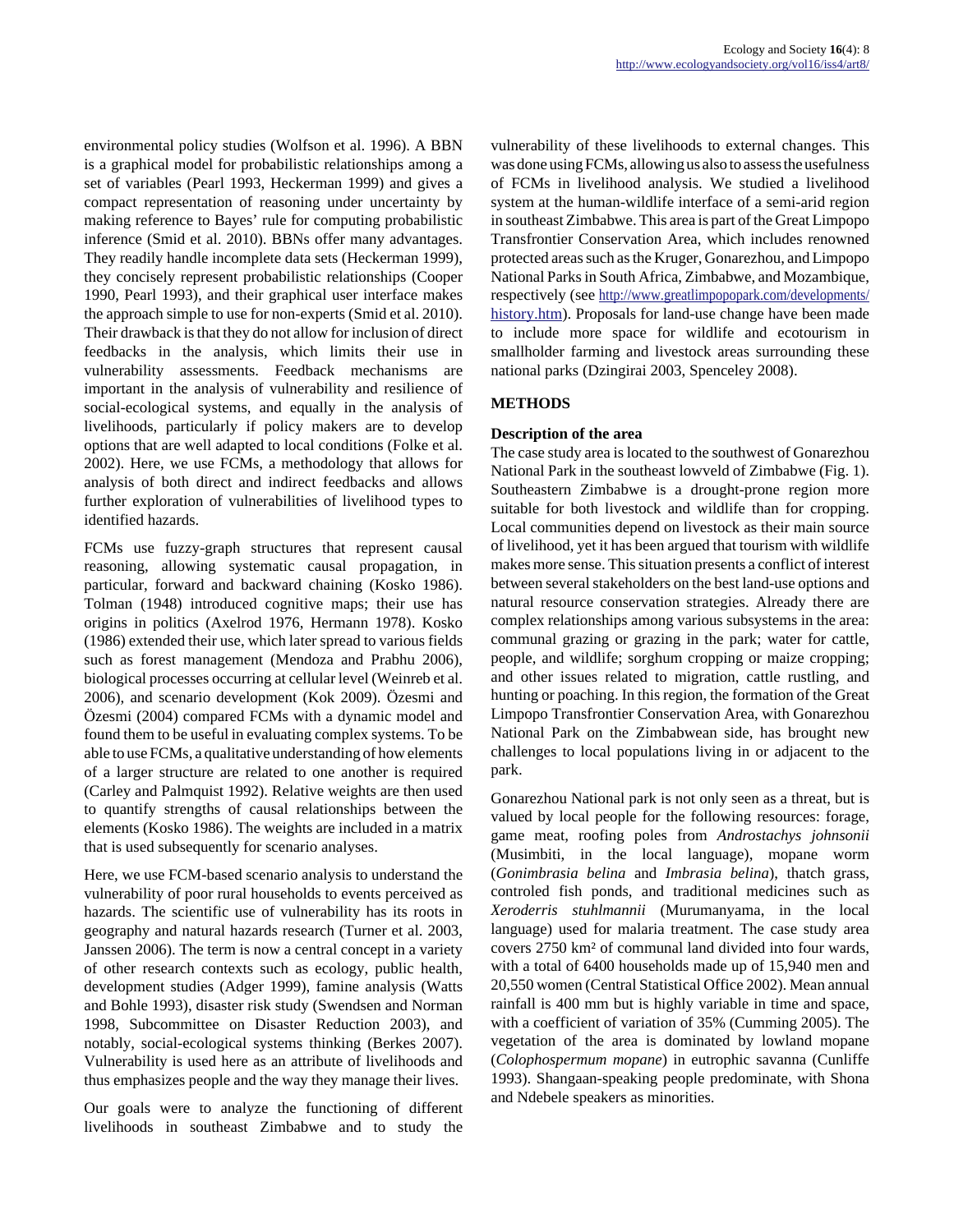environmental policy studies (Wolfson et al. 1996). A BBN is a graphical model for probabilistic relationships among a set of variables (Pearl 1993, Heckerman 1999) and gives a compact representation of reasoning under uncertainty by making reference to Bayes' rule for computing probabilistic inference (Smid et al. 2010). BBNs offer many advantages. They readily handle incomplete data sets (Heckerman 1999), they concisely represent probabilistic relationships (Cooper 1990, Pearl 1993), and their graphical user interface makes the approach simple to use for non-experts (Smid et al. 2010). Their drawback is that they do not allow for inclusion of direct feedbacks in the analysis, which limits their use in vulnerability assessments. Feedback mechanisms are important in the analysis of vulnerability and resilience of social-ecological systems, and equally in the analysis of livelihoods, particularly if policy makers are to develop options that are well adapted to local conditions (Folke et al. 2002). Here, we use FCMs, a methodology that allows for analysis of both direct and indirect feedbacks and allows further exploration of vulnerabilities of livelihood types to identified hazards.

FCMs use fuzzy-graph structures that represent causal reasoning, allowing systematic causal propagation, in particular, forward and backward chaining (Kosko 1986). Tolman (1948) introduced cognitive maps; their use has origins in politics (Axelrod 1976, Hermann 1978). Kosko (1986) extended their use, which later spread to various fields such as forest management (Mendoza and Prabhu 2006), biological processes occurring at cellular level (Weinreb et al. 2006), and scenario development (Kok 2009). Özesmi and Özesmi (2004) compared FCMs with a dynamic model and found them to be useful in evaluating complex systems. To be able to use FCMs, a qualitative understanding of how elements of a larger structure are related to one another is required (Carley and Palmquist 1992). Relative weights are then used to quantify strengths of causal relationships between the elements (Kosko 1986). The weights are included in a matrix that is used subsequently for scenario analyses.

Here, we use FCM-based scenario analysis to understand the vulnerability of poor rural households to events perceived as hazards. The scientific use of vulnerability has its roots in geography and natural hazards research (Turner et al. 2003, Janssen 2006). The term is now a central concept in a variety of other research contexts such as ecology, public health, development studies (Adger 1999), famine analysis (Watts and Bohle 1993), disaster risk study (Swendsen and Norman 1998, Subcommittee on Disaster Reduction 2003), and notably, social-ecological systems thinking (Berkes 2007). Vulnerability is used here as an attribute of livelihoods and thus emphasizes people and the way they manage their lives.

Our goals were to analyze the functioning of different livelihoods in southeast Zimbabwe and to study the vulnerability of these livelihoods to external changes. This was done using FCMs, allowing us also to assess the usefulness of FCMs in livelihood analysis. We studied a livelihood system at the human-wildlife interface of a semi-arid region in southeast Zimbabwe. This area is part of the Great Limpopo Transfrontier Conservation Area, which includes renowned protected areas such as the Kruger, Gonarezhou, and Limpopo National Parks in South Africa, Zimbabwe, and Mozambique, respectively (see http://www.greatlimpopopark.com/developments/history.htm). Proposals for land-use change have been made to include more space for wildlife and ecotourism in smallholder farming and livestock areas surrounding these national parks (Dzingirai 2003, Spenceley 2008).

## METHODS

### Description of the area

The case study area is located to the southwest of Gonarezhou National Park in the southeast lowveld of Zimbabwe (Fig. 1). Southeastern Zimbabwe is a drought-prone region more suitable for both livestock and wildlife than for cropping. Local communities depend on livestock as their main source of livelihood, yet it has been argued that tourism with wildlife makes more sense. This situation presents a conflict of interest between several stakeholders on the best land-use options and natural resource conservation strategies. Already there are complex relationships among various subsystems in the area: communal grazing or grazing in the park; water for cattle, people, and wildlife; sorghum cropping or maize cropping; and other issues related to migration, cattle rustling, and hunting or poaching. In this region, the formation of the Great Limpopo Transfrontier Conservation Area, with Gonarezhou National Park on the Zimbabwean side, has brought new challenges to local populations living in or adjacent to the park.

Gonarezhou National park is not only seen as a threat, but is valued by local people for the following resources: forage, game meat, roofing poles from *Androstachys johnsonii* (Musimbiti, in the local language), mopane worm (*Gonimbrasia belina* and *Imbrasia belina*), thatch grass, controled fish ponds, and traditional medicines such as *Xeroderris stuhlmannii* (Murumanyama, in the local language) used for malaria treatment. The case study area covers 2750 km² of communal land divided into four wards, with a total of 6400 households made up of 15,940 men and 20,550 women (Central Statistical Office 2002). Mean annual rainfall is 400 mm but is highly variable in time and space, with a coefficient of variation of 35% (Cumming 2005). The vegetation of the area is dominated by lowland mopane (*Colophospermum mopane*) in eutrophic savanna (Cunliffe 1993). Shangaan-speaking people predominate, with Shona and Ndebele speakers as minorities.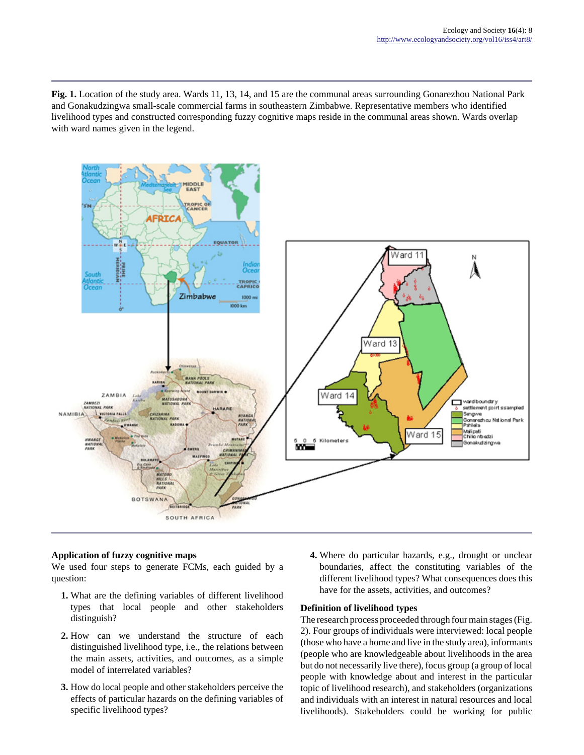**Fig. 1.** Location of the study area. Wards 11, 13, 14, and 15 are the communal areas surrounding Gonarezhou National Park and Gonakudzingwa small-scale commercial farms in southeastern Zimbabwe. Representative members who identified livelihood types and constructed corresponding fuzzy cognitive maps reside in the communal areas shown. Wards overlap with ward names given in the legend.

### Application of fuzzy cognitive maps

We used four steps to generate FCMs, each guided by a question:

1. What are the defining variables of different livelihood types that local people and other stakeholders distinguish?
2. How can we understand the structure of each distinguished livelihood type, i.e., the relations between the main assets, activities, and outcomes, as a simple model of interrelated variables?
3. How do local people and other stakeholders perceive the effects of particular hazards on the defining variables of specific livelihood types?
4. Where do particular hazards, e.g., drought or unclear boundaries, affect the constituting variables of the different livelihood types? What consequences does this have for the assets, activities, and outcomes?

### Definition of livelihood types

The research process proceeded through four main stages (Fig. 2). Four groups of individuals were interviewed: local people (those who have a home and live in the study area), informants (people who are knowledgeable about livelihoods in the area but do not necessarily live there), focus group (a group of local people with knowledge about and interest in the particular topic of livelihood research), and stakeholders (organizations and individuals with an interest in natural resources and local livelihoods). Stakeholders could be working for public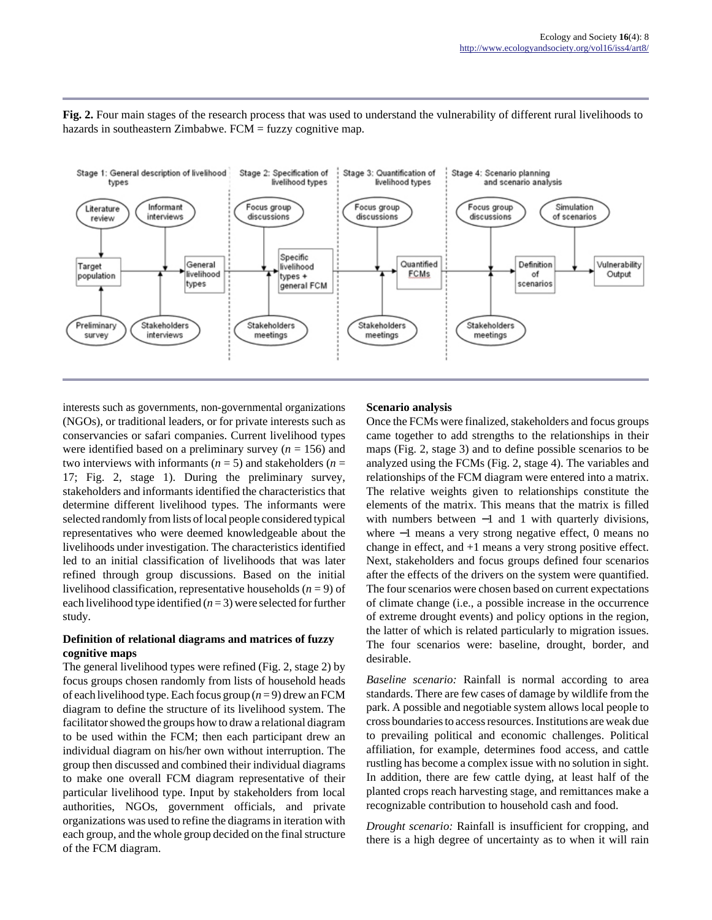**Fig. 2.** Four main stages of the research process that was used to understand the vulnerability of different rural livelihoods to hazards in southeastern Zimbabwe. FCM = fuzzy cognitive map.

interests such as governments, non-governmental organizations (NGOs), or traditional leaders, or for private interests such as conservancies or safari companies. Current livelihood types were identified based on a preliminary survey ($n$ = 156) and two interviews with informants ($n$ = 5) and stakeholders ($n$ = 17; Fig. 2, stage 1). During the preliminary survey, stakeholders and informants identified the characteristics that determine different livelihood types. The informants were selected randomly from lists of local people considered typical representatives who were deemed knowledgeable about the livelihoods under investigation. The characteristics identified led to an initial classification of livelihoods that was later refined through group discussions. Based on the initial livelihood classification, representative households ($n$ = 9) of each livelihood type identified ($n$ = 3) were selected for further study.

### Definition of relational diagrams and matrices of fuzzy cognitive maps

The general livelihood types were refined (Fig. 2, stage 2) by focus groups chosen randomly from lists of household heads of each livelihood type. Each focus group ($n$ = 9) drew an FCM diagram to define the structure of its livelihood system. The facilitator showed the groups how to draw a relational diagram to be used within the FCM; then each participant drew an individual diagram on his/her own without interruption. The group then discussed and combined their individual diagrams to make one overall FCM diagram representative of their particular livelihood type. Input by stakeholders from local authorities, NGOs, government officials, and private organizations was used to refine the diagrams in iteration with each group, and the whole group decided on the final structure of the FCM diagram.

### Scenario analysis

Once the FCMs were finalized, stakeholders and focus groups came together to add strengths to the relationships in their maps (Fig. 2, stage 3) and to define possible scenarios to be analyzed using the FCMs (Fig. 2, stage 4). The variables and relationships of the FCM diagram were entered into a matrix. The relative weights given to relationships constitute the elements of the matrix. This means that the matrix is filled with numbers between −1 and 1 with quarterly divisions, where −1 means a very strong negative effect, 0 means no change in effect, and +1 means a very strong positive effect. Next, stakeholders and focus groups defined four scenarios after the effects of the drivers on the system were quantified. The four scenarios were chosen based on current expectations of climate change (i.e., a possible increase in the occurrence of extreme drought events) and policy options in the region, the latter of which is related particularly to migration issues. The four scenarios were: baseline, drought, border, and desirable.

*Baseline scenario:* Rainfall is normal according to area standards. There are few cases of damage by wildlife from the park. A possible and negotiable system allows local people to cross boundaries to access resources. Institutions are weak due to prevailing political and economic challenges. Political affiliation, for example, determines food access, and cattle rustling has become a complex issue with no solution in sight. In addition, there are few cattle dying, at least half of the planted crops reach harvesting stage, and remittances make a recognizable contribution to household cash and food.

*Drought scenario:* Rainfall is insufficient for cropping, and there is a high degree of uncertainty as to when it will rain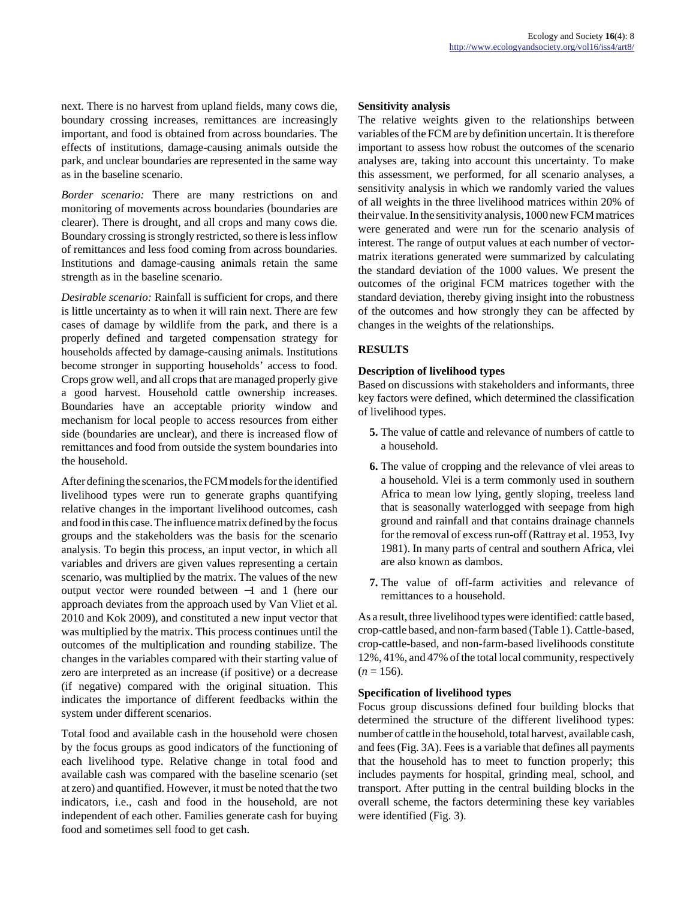next. There is no harvest from upland fields, many cows die, boundary crossing increases, remittances are increasingly important, and food is obtained from across boundaries. The effects of institutions, damage-causing animals outside the park, and unclear boundaries are represented in the same way as in the baseline scenario.

*Border scenario:* There are many restrictions on and monitoring of movements across boundaries (boundaries are clearer). There is drought, and all crops and many cows die. Boundary crossing is strongly restricted, so there is less inflow of remittances and less food coming from across boundaries. Institutions and damage-causing animals retain the same strength as in the baseline scenario.

*Desirable scenario:* Rainfall is sufficient for crops, and there is little uncertainty as to when it will rain next. There are few cases of damage by wildlife from the park, and there is a properly defined and targeted compensation strategy for households affected by damage-causing animals. Institutions become stronger in supporting households' access to food. Crops grow well, and all crops that are managed properly give a good harvest. Household cattle ownership increases. Boundaries have an acceptable priority window and mechanism for local people to access resources from either side (boundaries are unclear), and there is increased flow of remittances and food from outside the system boundaries into the household.

After defining the scenarios, the FCM models for the identified livelihood types were run to generate graphs quantifying relative changes in the important livelihood outcomes, cash and food in this case. The influence matrix defined by the focus groups and the stakeholders was the basis for the scenario analysis. To begin this process, an input vector, in which all variables and drivers are given values representing a certain scenario, was multiplied by the matrix. The values of the new output vector were rounded between −1 and 1 (here our approach deviates from the approach used by Van Vliet et al. 2010 and Kok 2009), and constituted a new input vector that was multiplied by the matrix. This process continues until the outcomes of the multiplication and rounding stabilize. The changes in the variables compared with their starting value of zero are interpreted as an increase (if positive) or a decrease (if negative) compared with the original situation. This indicates the importance of different feedbacks within the system under different scenarios.

Total food and available cash in the household were chosen by the focus groups as good indicators of the functioning of each livelihood type. Relative change in total food and available cash was compared with the baseline scenario (set at zero) and quantified. However, it must be noted that the two indicators, i.e., cash and food in the household, are not independent of each other. Families generate cash for buying food and sometimes sell food to get cash.

### Sensitivity analysis

The relative weights given to the relationships between variables of the FCM are by definition uncertain. It is therefore important to assess how robust the outcomes of the scenario analyses are, taking into account this uncertainty. To make this assessment, we performed, for all scenario analyses, a sensitivity analysis in which we randomly varied the values of all weights in the three livelihood matrices within 20% of their value. In the sensitivity analysis, 1000 new FCM matrices were generated and were run for the scenario analysis of interest. The range of output values at each number of vector-matrix iterations generated were summarized by calculating the standard deviation of the 1000 values. We present the outcomes of the original FCM matrices together with the standard deviation, thereby giving insight into the robustness of the outcomes and how strongly they can be affected by changes in the weights of the relationships.

## RESULTS

### Description of livelihood types

Based on discussions with stakeholders and informants, three key factors were defined, which determined the classification of livelihood types.

5. The value of cattle and relevance of numbers of cattle to a household.
6. The value of cropping and the relevance of vlei areas to a household. Vlei is a term commonly used in southern Africa to mean low lying, gently sloping, treeless land that is seasonally waterlogged with seepage from high ground and rainfall and that contains drainage channels for the removal of excess run-off (Rattray et al. 1953, Ivy 1981). In many parts of central and southern Africa, vlei are also known as dambos.
7. The value of off-farm activities and relevance of remittances to a household.

As a result, three livelihood types were identified: cattle based, crop-cattle based, and non-farm based (Table 1). Cattle-based, crop-cattle-based, and non-farm-based livelihoods constitute 12%, 41%, and 47% of the total local community, respectively ($n = 156$).

### Specification of livelihood types

Focus group discussions defined four building blocks that determined the structure of the different livelihood types: number of cattle in the household, total harvest, available cash, and fees (Fig. 3A). Fees is a variable that defines all payments that the household has to meet to function properly; this includes payments for hospital, grinding meal, school, and transport. After putting in the central building blocks in the overall scheme, the factors determining these key variables were identified (Fig. 3).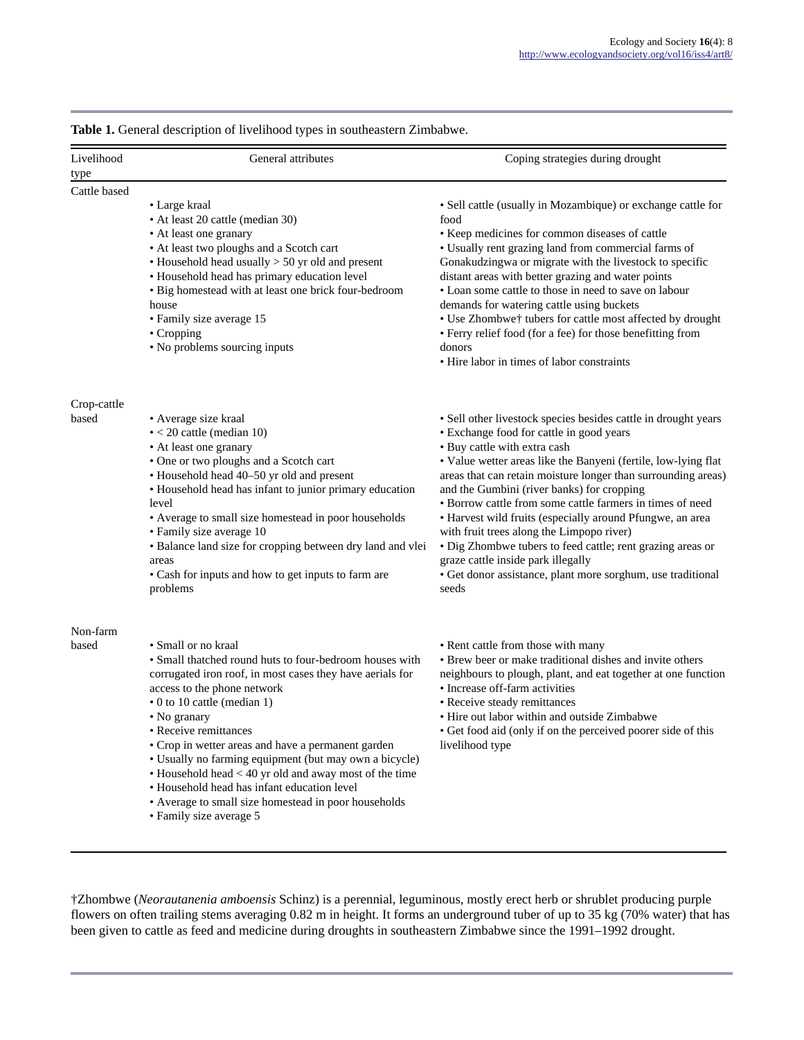**Table 1.** General description of livelihood types in southeastern Zimbabwe.

| Livelihood type | General attributes | Coping strategies during drought |
|---|---|---|
| Cattle based | • Large kraal<br>• At least 20 cattle (median 30)<br>• At least one granary<br>• At least two ploughs and a Scotch cart<br>• Household head usually > 50 yr old and present<br>• Household head has primary education level<br>• Big homestead with at least one brick four-bedroom house<br>• Family size average 15<br>• Cropping<br>• No problems sourcing inputs | • Sell cattle (usually in Mozambique) or exchange cattle for food<br>• Keep medicines for common diseases of cattle<br>• Usually rent grazing land from commercial farms of Gonakudzingwa or migrate with the livestock to specific distant areas with better grazing and water points<br>• Loan some cattle to those in need to save on labour demands for watering cattle using buckets<br>• Use Zhombwe† tubers for cattle most affected by drought<br>• Ferry relief food (for a fee) for those benefitting from donors<br>• Hire labor in times of labor constraints |
| Crop-cattle based | • Average size kraal<br>• < 20 cattle (median 10)<br>• At least one granary<br>• One or two ploughs and a Scotch cart<br>• Household head 40–50 yr old and present<br>• Household head has infant to junior primary education level<br>• Average to small size homestead in poor households<br>• Family size average 10<br>• Balance land size for cropping between dry land and vlei areas<br>• Cash for inputs and how to get inputs to farm are problems | • Sell other livestock species besides cattle in drought years<br>• Exchange food for cattle in good years<br>• Buy cattle with extra cash<br>• Value wetter areas like the Banyeni (fertile, low-lying flat areas that can retain moisture longer than surrounding areas) and the Gumbini (river banks) for cropping<br>• Borrow cattle from some cattle farmers in times of need<br>• Harvest wild fruits (especially around Pfungwe, an area with fruit trees along the Limpopo river)<br>• Dig Zhombwe tubers to feed cattle; rent grazing areas or graze cattle inside park illegally<br>• Get donor assistance, plant more sorghum, use traditional seeds |
| Non-farm based | • Small or no kraal<br>• Small thatched round huts to four-bedroom houses with corrugated iron roof, in most cases they have aerials for access to the phone network<br>• 0 to 10 cattle (median 1)<br>• No granary<br>• Receive remittances<br>• Crop in wetter areas and have a permanent garden<br>• Usually no farming equipment (but may own a bicycle)<br>• Household head < 40 yr old and away most of the time<br>• Household head has infant education level<br>• Average to small size homestead in poor households<br>• Family size average 5 | • Rent cattle from those with many<br>• Brew beer or make traditional dishes and invite others neighbours to plough, plant, and eat together at one function<br>• Increase off-farm activities<br>• Receive steady remittances<br>• Hire out labor within and outside Zimbabwe<br>• Get food aid (only if on the perceived poorer side of this livelihood type |

†Zhombwe (*Neorautanenia amboensis* Schinz) is a perennial, leguminous, mostly erect herb or shrublet producing purple flowers on often trailing stems averaging 0.82 m in height. It forms an underground tuber of up to 35 kg (70% water) that has been given to cattle as feed and medicine during droughts in southeastern Zimbabwe since the 1991–1992 drought.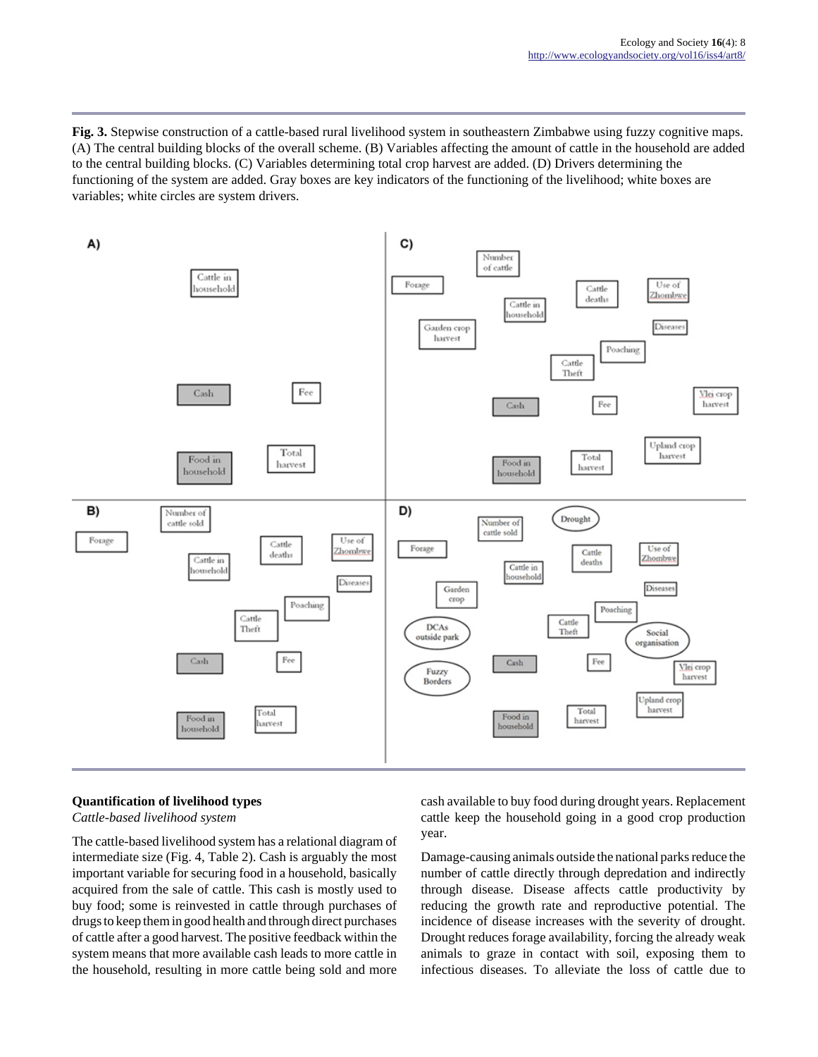**Fig. 3.** Stepwise construction of a cattle-based rural livelihood system in southeastern Zimbabwe using fuzzy cognitive maps. (A) The central building blocks of the overall scheme. (B) Variables affecting the amount of cattle in the household are added to the central building blocks. (C) Variables determining total crop harvest are added. (D) Drivers determining the functioning of the system are added. Gray boxes are key indicators of the functioning of the livelihood; white boxes are variables; white circles are system drivers.

## Quantification of livelihood types

*Cattle-based livelihood system*

The cattle-based livelihood system has a relational diagram of intermediate size (Fig. 4, Table 2). Cash is arguably the most important variable for securing food in a household, basically acquired from the sale of cattle. This cash is mostly used to buy food; some is reinvested in cattle through purchases of drugs to keep them in good health and through direct purchases of cattle after a good harvest. The positive feedback within the system means that more available cash leads to more cattle in the household, resulting in more cattle being sold and more cash available to buy food during drought years. Replacement cattle keep the household going in a good crop production year.

Damage-causing animals outside the national parks reduce the number of cattle directly through depredation and indirectly through disease. Disease affects cattle productivity by reducing the growth rate and reproductive potential. The incidence of disease increases with the severity of drought. Drought reduces forage availability, forcing the already weak animals to graze in contact with soil, exposing them to infectious diseases. To alleviate the loss of cattle due to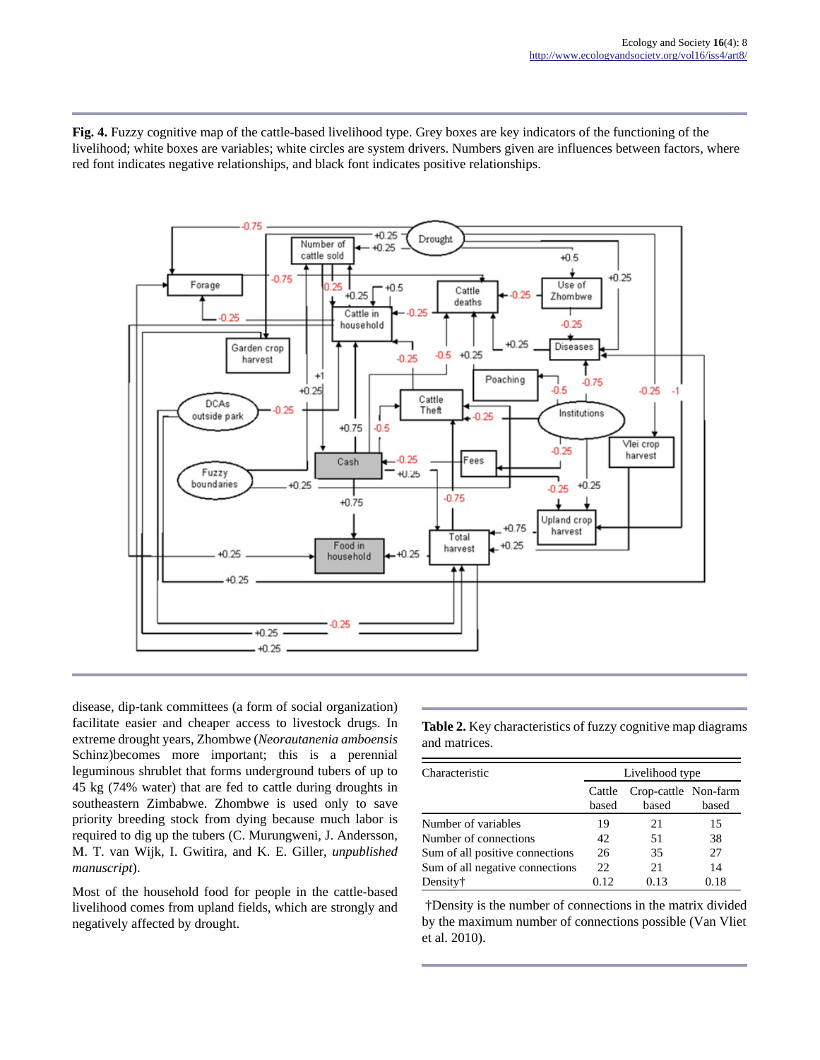**Fig. 4.** Fuzzy cognitive map of the cattle-based livelihood type. Grey boxes are key indicators of the functioning of the livelihood; white boxes are variables; white circles are system drivers. Numbers given are influences between factors, where red font indicates negative relationships, and black font indicates positive relationships.

disease, dip-tank committees (a form of social organization) facilitate easier and cheaper access to livestock drugs. In extreme drought years, Zhombwe (*Neorautanenia amboensis* Schinz)becomes more important; this is a perennial leguminous shrublet that forms underground tubers of up to 45 kg (74% water) that are fed to cattle during droughts in southeastern Zimbabwe. Zhombwe is used only to save priority breeding stock from dying because much labor is required to dig up the tubers (C. Murungweni, J. Andersson, M. T. van Wijk, I. Gwitira, and K. E. Giller, *unpublished manuscript*).

Most of the household food for people in the cattle-based livelihood comes from upland fields, which are strongly and negatively affected by drought.

**Table 2.** Key characteristics of fuzzy cognitive map diagrams and matrices.

| Characteristic | Livelihood type | | |
|---|---|---|---|
| | Cattle based | Crop-cattle based | Non-farm based |
| Number of variables | 19 | 21 | 15 |
| Number of connections | 42 | 51 | 38 |
| Sum of all positive connections | 26 | 35 | 27 |
| Sum of all negative connections | 22 | 21 | 14 |
| Density† | 0.12 | 0.13 | 0.18 |

†Density is the number of connections in the matrix divided by the maximum number of connections possible (Van Vliet et al. 2010).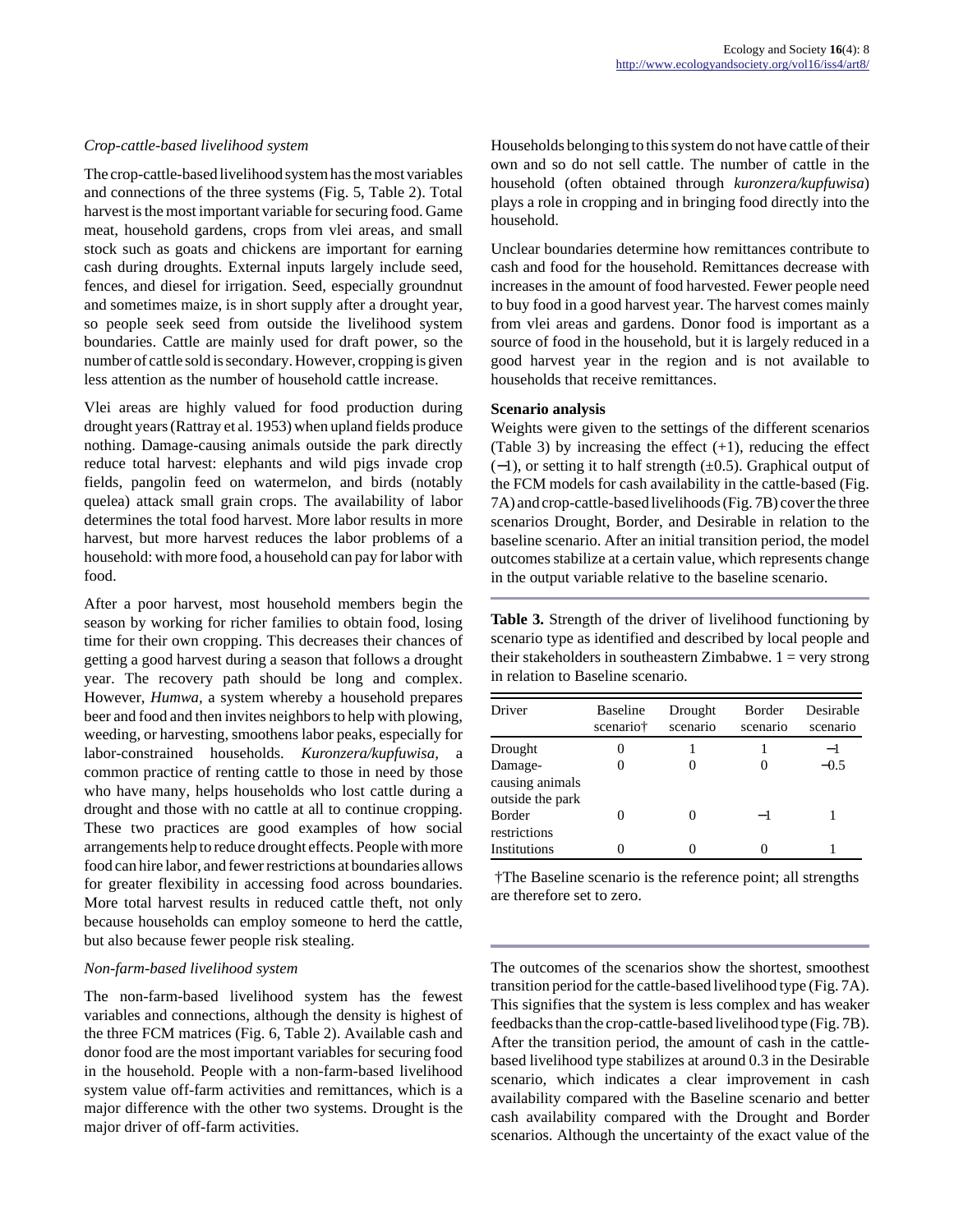*Crop-cattle-based livelihood system*

The crop-cattle-based livelihood system has the most variables and connections of the three systems (Fig. 5, Table 2). Total harvest is the most important variable for securing food. Game meat, household gardens, crops from vlei areas, and small stock such as goats and chickens are important for earning cash during droughts. External inputs largely include seed, fences, and diesel for irrigation. Seed, especially groundnut and sometimes maize, is in short supply after a drought year, so people seek seed from outside the livelihood system boundaries. Cattle are mainly used for draft power, so the number of cattle sold is secondary. However, cropping is given less attention as the number of household cattle increase.

Vlei areas are highly valued for food production during drought years (Rattray et al. 1953) when upland fields produce nothing. Damage-causing animals outside the park directly reduce total harvest: elephants and wild pigs invade crop fields, pangolin feed on watermelon, and birds (notably quelea) attack small grain crops. The availability of labor determines the total food harvest. More labor results in more harvest, but more harvest reduces the labor problems of a household: with more food, a household can pay for labor with food.

After a poor harvest, most household members begin the season by working for richer families to obtain food, losing time for their own cropping. This decreases their chances of getting a good harvest during a season that follows a drought year. The recovery path should be long and complex. However, *Humwa*, a system whereby a household prepares beer and food and then invites neighbors to help with plowing, weeding, or harvesting, smoothens labor peaks, especially for labor-constrained households. *Kuronzera/kupfuwisa*, a common practice of renting cattle to those in need by those who have many, helps households who lost cattle during a drought and those with no cattle at all to continue cropping. These two practices are good examples of how social arrangements help to reduce drought effects. People with more food can hire labor, and fewer restrictions at boundaries allows for greater flexibility in accessing food across boundaries. More total harvest results in reduced cattle theft, not only because households can employ someone to herd the cattle, but also because fewer people risk stealing.

*Non-farm-based livelihood system*

The non-farm-based livelihood system has the fewest variables and connections, although the density is highest of the three FCM matrices (Fig. 6, Table 2). Available cash and donor food are the most important variables for securing food in the household. People with a non-farm-based livelihood system value off-farm activities and remittances, which is a major difference with the other two systems. Drought is the major driver of off-farm activities.

Households belonging to this system do not have cattle of their own and so do not sell cattle. The number of cattle in the household (often obtained through *kuronzera/kupfuwisa*) plays a role in cropping and in bringing food directly into the household.

Unclear boundaries determine how remittances contribute to cash and food for the household. Remittances decrease with increases in the amount of food harvested. Fewer people need to buy food in a good harvest year. The harvest comes mainly from vlei areas and gardens. Donor food is important as a source of food in the household, but it is largely reduced in a good harvest year in the region and is not available to households that receive remittances.

**Scenario analysis**

Weights were given to the settings of the different scenarios (Table 3) by increasing the effect (+1), reducing the effect (−1), or setting it to half strength (±0.5). Graphical output of the FCM models for cash availability in the cattle-based (Fig. 7A) and crop-cattle-based livelihoods (Fig. 7B) cover the three scenarios Drought, Border, and Desirable in relation to the baseline scenario. After an initial transition period, the model outcomes stabilize at a certain value, which represents change in the output variable relative to the baseline scenario.

**Table 3.** Strength of the driver of livelihood functioning by scenario type as identified and described by local people and their stakeholders in southeastern Zimbabwe. 1 = very strong in relation to Baseline scenario.

| Driver | Baseline scenario† | Drought scenario | Border scenario | Desirable scenario |
|---|---|---|---|---|
| Drought | 0 | 1 | 1 | −1 |
| Damage-causing animals outside the park | 0 | 0 | 0 | −0.5 |
| Border restrictions | 0 | 0 | −1 | 1 |
| Institutions | 0 | 0 | 0 | 1 |

†The Baseline scenario is the reference point; all strengths are therefore set to zero.

The outcomes of the scenarios show the shortest, smoothest transition period for the cattle-based livelihood type (Fig. 7A). This signifies that the system is less complex and has weaker feedbacks than the crop-cattle-based livelihood type (Fig. 7B). After the transition period, the amount of cash in the cattle-based livelihood type stabilizes at around 0.3 in the Desirable scenario, which indicates a clear improvement in cash availability compared with the Baseline scenario and better cash availability compared with the Drought and Border scenarios. Although the uncertainty of the exact value of the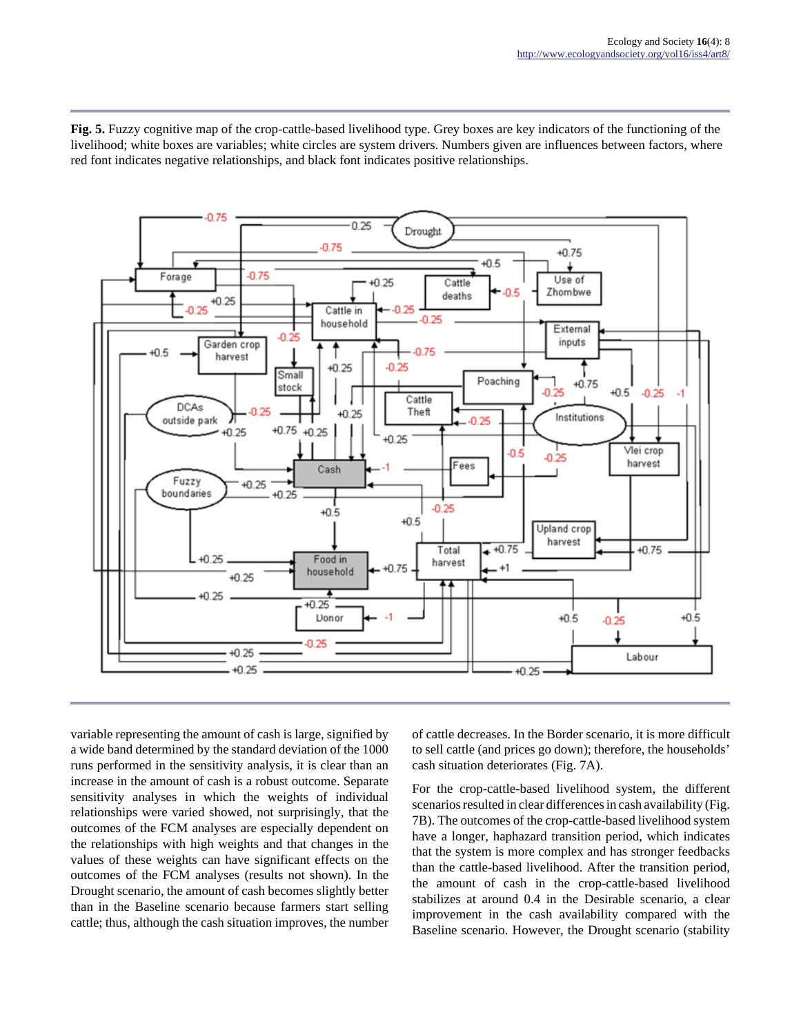**Fig. 5.** Fuzzy cognitive map of the crop-cattle-based livelihood type. Grey boxes are key indicators of the functioning of the livelihood; white boxes are variables; white circles are system drivers. Numbers given are influences between factors, where red font indicates negative relationships, and black font indicates positive relationships.

variable representing the amount of cash is large, signified by a wide band determined by the standard deviation of the 1000 runs performed in the sensitivity analysis, it is clear than an increase in the amount of cash is a robust outcome. Separate sensitivity analyses in which the weights of individual relationships were varied showed, not surprisingly, that the outcomes of the FCM analyses are especially dependent on the relationships with high weights and that changes in the values of these weights can have significant effects on the outcomes of the FCM analyses (results not shown). In the Drought scenario, the amount of cash becomes slightly better than in the Baseline scenario because farmers start selling cattle; thus, although the cash situation improves, the number of cattle decreases. In the Border scenario, it is more difficult to sell cattle (and prices go down); therefore, the households' cash situation deteriorates (Fig. 7A).

For the crop-cattle-based livelihood system, the different scenarios resulted in clear differences in cash availability (Fig. 7B). The outcomes of the crop-cattle-based livelihood system have a longer, haphazard transition period, which indicates that the system is more complex and has stronger feedbacks than the cattle-based livelihood. After the transition period, the amount of cash in the crop-cattle-based livelihood stabilizes at around 0.4 in the Desirable scenario, a clear improvement in the cash availability compared with the Baseline scenario. However, the Drought scenario (stability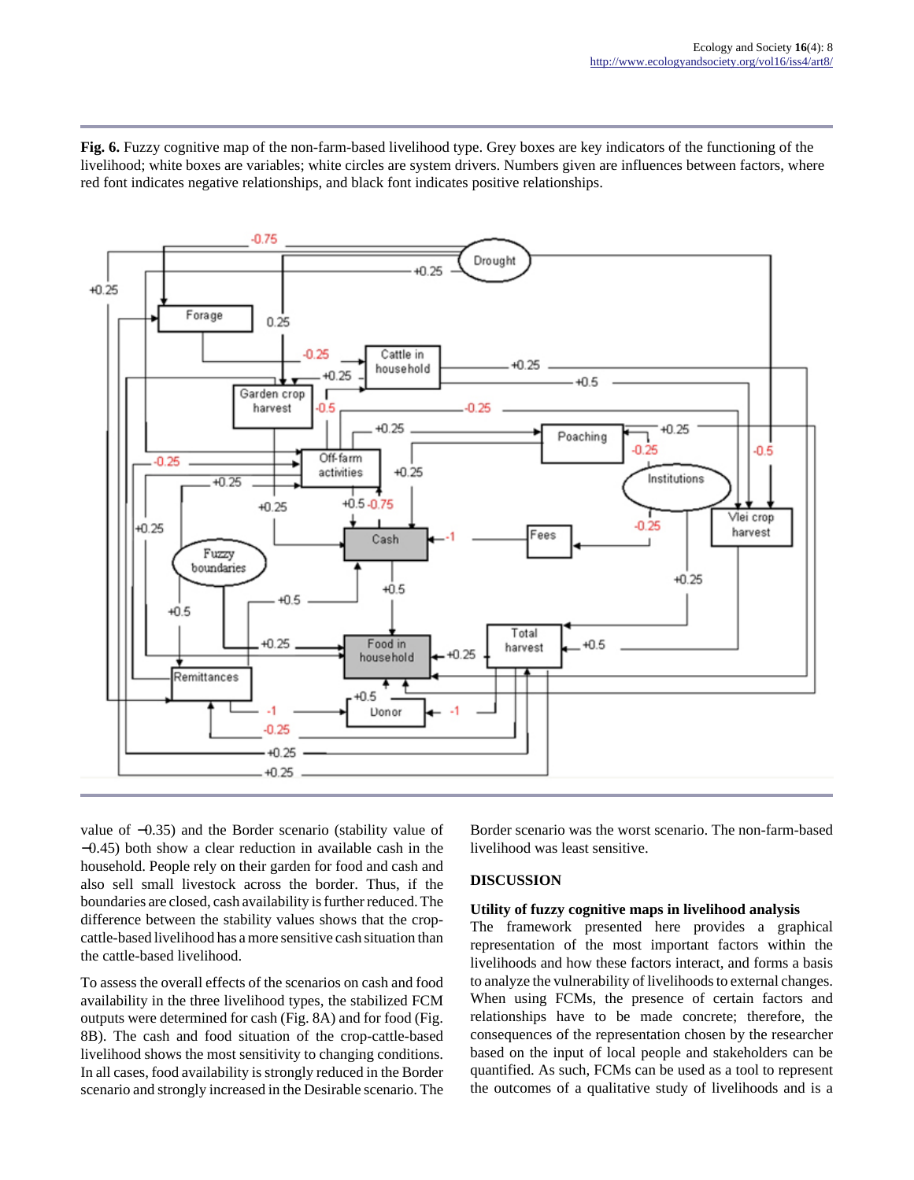**Fig. 6.** Fuzzy cognitive map of the non-farm-based livelihood type. Grey boxes are key indicators of the functioning of the livelihood; white boxes are variables; white circles are system drivers. Numbers given are influences between factors, where red font indicates negative relationships, and black font indicates positive relationships.

value of −0.35) and the Border scenario (stability value of −0.45) both show a clear reduction in available cash in the household. People rely on their garden for food and cash and also sell small livestock across the border. Thus, if the boundaries are closed, cash availability is further reduced. The difference between the stability values shows that the crop-cattle-based livelihood has a more sensitive cash situation than the cattle-based livelihood.

To assess the overall effects of the scenarios on cash and food availability in the three livelihood types, the stabilized FCM outputs were determined for cash (Fig. 8A) and for food (Fig. 8B). The cash and food situation of the crop-cattle-based livelihood shows the most sensitivity to changing conditions. In all cases, food availability is strongly reduced in the Border scenario and strongly increased in the Desirable scenario. The Border scenario was the worst scenario. The non-farm-based livelihood was least sensitive.

## DISCUSSION

### Utility of fuzzy cognitive maps in livelihood analysis

The framework presented here provides a graphical representation of the most important factors within the livelihoods and how these factors interact, and forms a basis to analyze the vulnerability of livelihoods to external changes. When using FCMs, the presence of certain factors and relationships have to be made concrete; therefore, the consequences of the representation chosen by the researcher based on the input of local people and stakeholders can be quantified. As such, FCMs can be used as a tool to represent the outcomes of a qualitative study of livelihoods and is a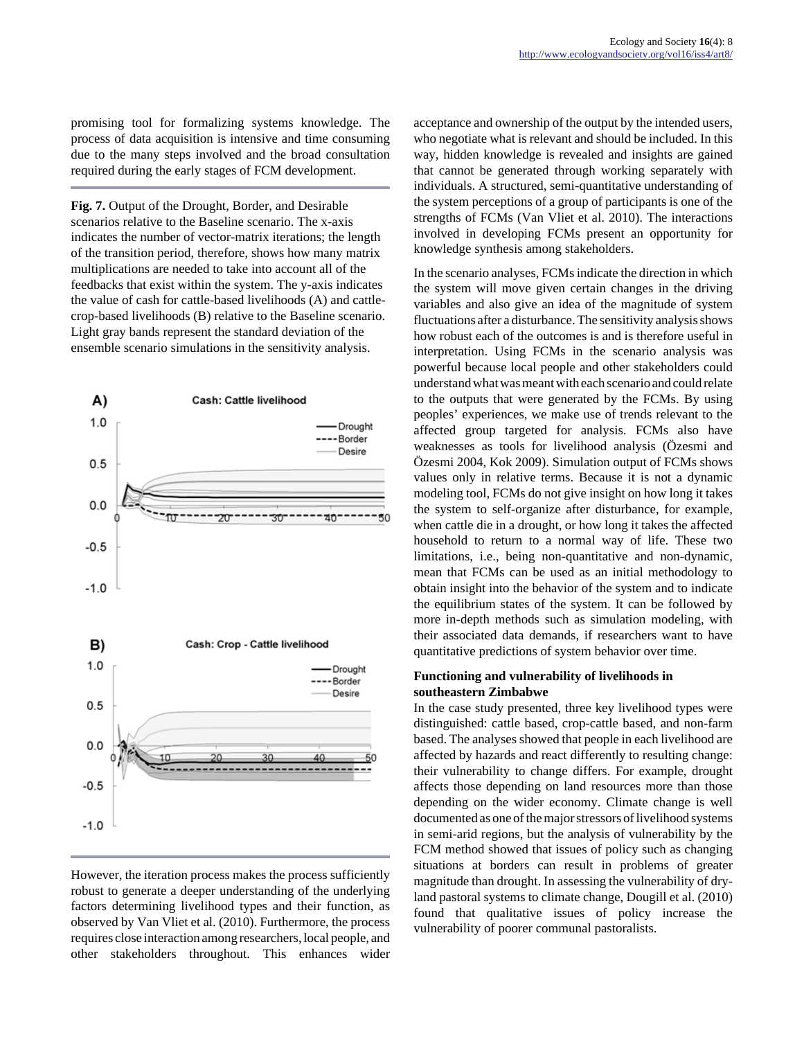promising tool for formalizing systems knowledge. The process of data acquisition is intensive and time consuming due to the many steps involved and the broad consultation required during the early stages of FCM development.

**Fig. 7.** Output of the Drought, Border, and Desirable scenarios relative to the Baseline scenario. The x-axis indicates the number of vector-matrix iterations; the length of the transition period, therefore, shows how many matrix multiplications are needed to take into account all of the feedbacks that exist within the system. The y-axis indicates the value of cash for cattle-based livelihoods (A) and cattle-crop-based livelihoods (B) relative to the Baseline scenario. Light gray bands represent the standard deviation of the ensemble scenario simulations in the sensitivity analysis.

However, the iteration process makes the process sufficiently robust to generate a deeper understanding of the underlying factors determining livelihood types and their function, as observed by Van Vliet et al. (2010). Furthermore, the process requires close interaction among researchers, local people, and other stakeholders throughout. This enhances wider acceptance and ownership of the output by the intended users, who negotiate what is relevant and should be included. In this way, hidden knowledge is revealed and insights are gained that cannot be generated through working separately with individuals. A structured, semi-quantitative understanding of the system perceptions of a group of participants is one of the strengths of FCMs (Van Vliet et al. 2010). The interactions involved in developing FCMs present an opportunity for knowledge synthesis among stakeholders.

In the scenario analyses, FCMs indicate the direction in which the system will move given certain changes in the driving variables and also give an idea of the magnitude of system fluctuations after a disturbance. The sensitivity analysis shows how robust each of the outcomes is and is therefore useful in interpretation. Using FCMs in the scenario analysis was powerful because local people and other stakeholders could understand what was meant with each scenario and could relate to the outputs that were generated by the FCMs. By using peoples' experiences, we make use of trends relevant to the affected group targeted for analysis. FCMs also have weaknesses as tools for livelihood analysis (Özesmi and Özesmi 2004, Kok 2009). Simulation output of FCMs shows values only in relative terms. Because it is not a dynamic modeling tool, FCMs do not give insight on how long it takes the system to self-organize after disturbance, for example, when cattle die in a drought, or how long it takes the affected household to return to a normal way of life. These two limitations, i.e., being non-quantitative and non-dynamic, mean that FCMs can be used as an initial methodology to obtain insight into the behavior of the system and to indicate the equilibrium states of the system. It can be followed by more in-depth methods such as simulation modeling, with their associated data demands, if researchers want to have quantitative predictions of system behavior over time.

### Functioning and vulnerability of livelihoods in southeastern Zimbabwe

In the case study presented, three key livelihood types were distinguished: cattle based, crop-cattle based, and non-farm based. The analyses showed that people in each livelihood are affected by hazards and react differently to resulting change: their vulnerability to change differs. For example, drought affects those depending on land resources more than those depending on the wider economy. Climate change is well documented as one of the major stressors of livelihood systems in semi-arid regions, but the analysis of vulnerability by the FCM method showed that issues of policy such as changing situations at borders can result in problems of greater magnitude than drought. In assessing the vulnerability of dry-land pastoral systems to climate change, Dougill et al. (2010) found that qualitative issues of policy increase the vulnerability of poorer communal pastoralists.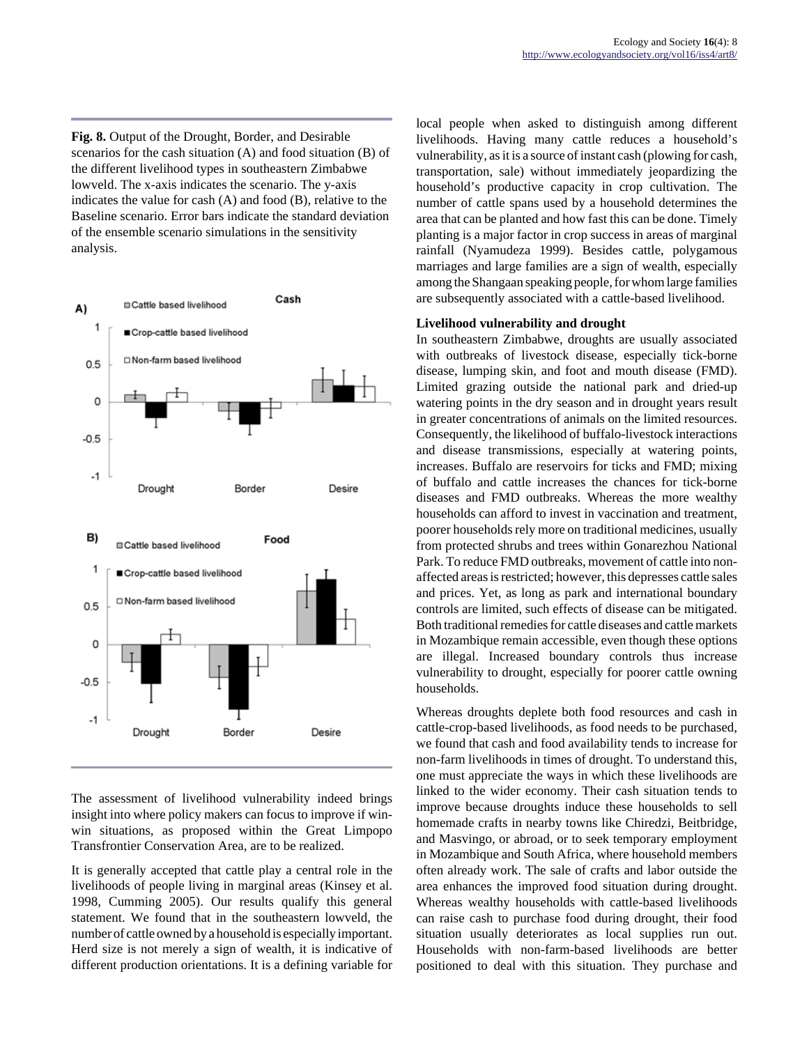**Fig. 8.** Output of the Drought, Border, and Desirable scenarios for the cash situation (A) and food situation (B) of the different livelihood types in southeastern Zimbabwe lowveld. The x-axis indicates the scenario. The y-axis indicates the value for cash (A) and food (B), relative to the Baseline scenario. Error bars indicate the standard deviation of the ensemble scenario simulations in the sensitivity analysis.

The assessment of livelihood vulnerability indeed brings insight into where policy makers can focus to improve if win-win situations, as proposed within the Great Limpopo Transfrontier Conservation Area, are to be realized.

It is generally accepted that cattle play a central role in the livelihoods of people living in marginal areas (Kinsey et al. 1998, Cumming 2005). Our results qualify this general statement. We found that in the southeastern lowveld, the number of cattle owned by a household is especially important. Herd size is not merely a sign of wealth, it is indicative of different production orientations. It is a defining variable for local people when asked to distinguish among different livelihoods. Having many cattle reduces a household's vulnerability, as it is a source of instant cash (plowing for cash, transportation, sale) without immediately jeopardizing the household's productive capacity in crop cultivation. The number of cattle spans used by a household determines the area that can be planted and how fast this can be done. Timely planting is a major factor in crop success in areas of marginal rainfall (Nyamudeza 1999). Besides cattle, polygamous marriages and large families are a sign of wealth, especially among the Shangaan speaking people, for whom large families are subsequently associated with a cattle-based livelihood.

**Livelihood vulnerability and drought**

In southeastern Zimbabwe, droughts are usually associated with outbreaks of livestock disease, especially tick-borne disease, lumping skin, and foot and mouth disease (FMD). Limited grazing outside the national park and dried-up watering points in the dry season and in drought years result in greater concentrations of animals on the limited resources. Consequently, the likelihood of buffalo-livestock interactions and disease transmissions, especially at watering points, increases. Buffalo are reservoirs for ticks and FMD; mixing of buffalo and cattle increases the chances for tick-borne diseases and FMD outbreaks. Whereas the more wealthy households can afford to invest in vaccination and treatment, poorer households rely more on traditional medicines, usually from protected shrubs and trees within Gonarezhou National Park. To reduce FMD outbreaks, movement of cattle into non-affected areas is restricted; however, this depresses cattle sales and prices. Yet, as long as park and international boundary controls are limited, such effects of disease can be mitigated. Both traditional remedies for cattle diseases and cattle markets in Mozambique remain accessible, even though these options are illegal. Increased boundary controls thus increase vulnerability to drought, especially for poorer cattle owning households.

Whereas droughts deplete both food resources and cash in cattle-crop-based livelihoods, as food needs to be purchased, we found that cash and food availability tends to increase for non-farm livelihoods in times of drought. To understand this, one must appreciate the ways in which these livelihoods are linked to the wider economy. Their cash situation tends to improve because droughts induce these households to sell homemade crafts in nearby towns like Chiredzi, Beitbridge, and Masvingo, or abroad, or to seek temporary employment in Mozambique and South Africa, where household members often already work. The sale of crafts and labor outside the area enhances the improved food situation during drought. Whereas wealthy households with cattle-based livelihoods can raise cash to purchase food during drought, their food situation usually deteriorates as local supplies run out. Households with non-farm-based livelihoods are better positioned to deal with this situation. They purchase and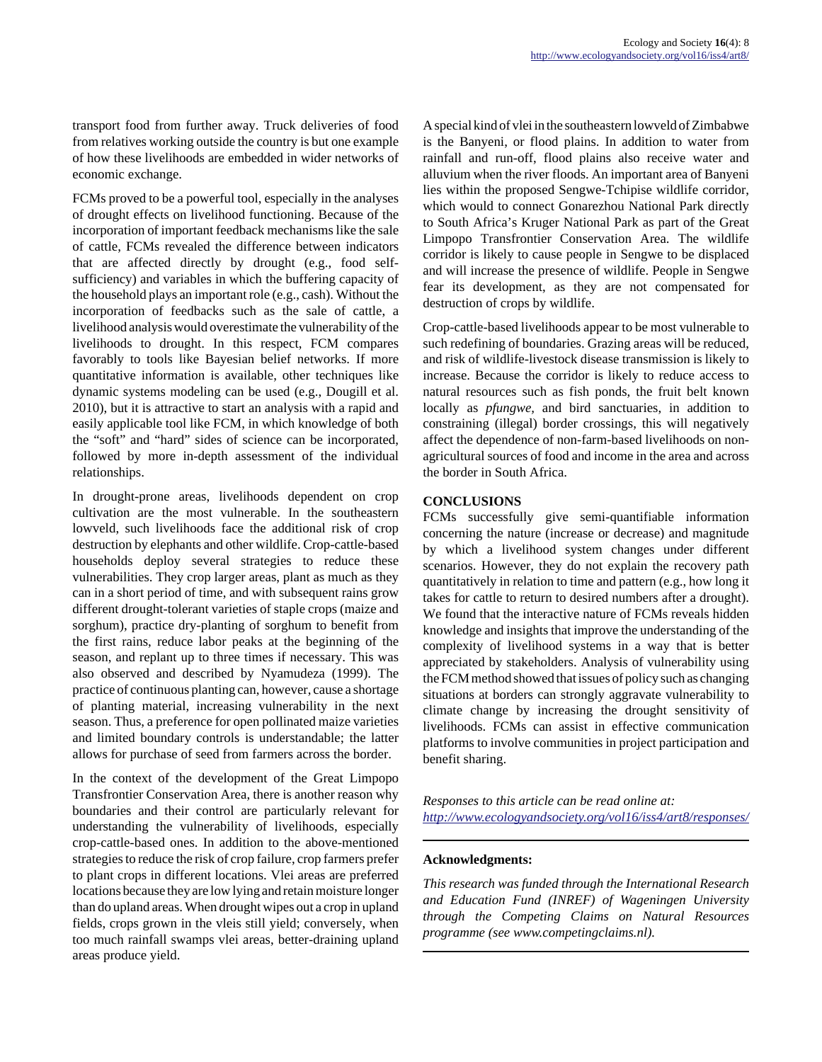transport food from further away. Truck deliveries of food from relatives working outside the country is but one example of how these livelihoods are embedded in wider networks of economic exchange.

FCMs proved to be a powerful tool, especially in the analyses of drought effects on livelihood functioning. Because of the incorporation of important feedback mechanisms like the sale of cattle, FCMs revealed the difference between indicators that are affected directly by drought (e.g., food self-sufficiency) and variables in which the buffering capacity of the household plays an important role (e.g., cash). Without the incorporation of feedbacks such as the sale of cattle, a livelihood analysis would overestimate the vulnerability of the livelihoods to drought. In this respect, FCM compares favorably to tools like Bayesian belief networks. If more quantitative information is available, other techniques like dynamic systems modeling can be used (e.g., Dougill et al. 2010), but it is attractive to start an analysis with a rapid and easily applicable tool like FCM, in which knowledge of both the "soft" and "hard" sides of science can be incorporated, followed by more in-depth assessment of the individual relationships.

In drought-prone areas, livelihoods dependent on crop cultivation are the most vulnerable. In the southeastern lowveld, such livelihoods face the additional risk of crop destruction by elephants and other wildlife. Crop-cattle-based households deploy several strategies to reduce these vulnerabilities. They crop larger areas, plant as much as they can in a short period of time, and with subsequent rains grow different drought-tolerant varieties of staple crops (maize and sorghum), practice dry-planting of sorghum to benefit from the first rains, reduce labor peaks at the beginning of the season, and replant up to three times if necessary. This was also observed and described by Nyamudeza (1999). The practice of continuous planting can, however, cause a shortage of planting material, increasing vulnerability in the next season. Thus, a preference for open pollinated maize varieties and limited boundary controls is understandable; the latter allows for purchase of seed from farmers across the border.

In the context of the development of the Great Limpopo Transfrontier Conservation Area, there is another reason why boundaries and their control are particularly relevant for understanding the vulnerability of livelihoods, especially crop-cattle-based ones. In addition to the above-mentioned strategies to reduce the risk of crop failure, crop farmers prefer to plant crops in different locations. Vlei areas are preferred locations because they are low lying and retain moisture longer than do upland areas. When drought wipes out a crop in upland fields, crops grown in the vleis still yield; conversely, when too much rainfall swamps vlei areas, better-draining upland areas produce yield.

A special kind of vlei in the southeastern lowveld of Zimbabwe is the Banyeni, or flood plains. In addition to water from rainfall and run-off, flood plains also receive water and alluvium when the river floods. An important area of Banyeni lies within the proposed Sengwe-Tchipise wildlife corridor, which would to connect Gonarezhou National Park directly to South Africa's Kruger National Park as part of the Great Limpopo Transfrontier Conservation Area. The wildlife corridor is likely to cause people in Sengwe to be displaced and will increase the presence of wildlife. People in Sengwe fear its development, as they are not compensated for destruction of crops by wildlife.

Crop-cattle-based livelihoods appear to be most vulnerable to such redefining of boundaries. Grazing areas will be reduced, and risk of wildlife-livestock disease transmission is likely to increase. Because the corridor is likely to reduce access to natural resources such as fish ponds, the fruit belt known locally as *pfungwe,* and bird sanctuaries, in addition to constraining (illegal) border crossings, this will negatively affect the dependence of non-farm-based livelihoods on non-agricultural sources of food and income in the area and across the border in South Africa.

## CONCLUSIONS

FCMs successfully give semi-quantifiable information concerning the nature (increase or decrease) and magnitude by which a livelihood system changes under different scenarios. However, they do not explain the recovery path quantitatively in relation to time and pattern (e.g., how long it takes for cattle to return to desired numbers after a drought). We found that the interactive nature of FCMs reveals hidden knowledge and insights that improve the understanding of the complexity of livelihood systems in a way that is better appreciated by stakeholders. Analysis of vulnerability using the FCM method showed that issues of policy such as changing situations at borders can strongly aggravate vulnerability to climate change by increasing the drought sensitivity of livelihoods. FCMs can assist in effective communication platforms to involve communities in project participation and benefit sharing.

*Responses to this article can be read online at:*
*http://www.ecologyandsociety.org/vol16/iss4/art8/responses/*

---

**Acknowledgments:**

*This research was funded through the International Research and Education Fund (INREF) of Wageningen University through the Competing Claims on Natural Resources programme (see www.competingclaims.nl).*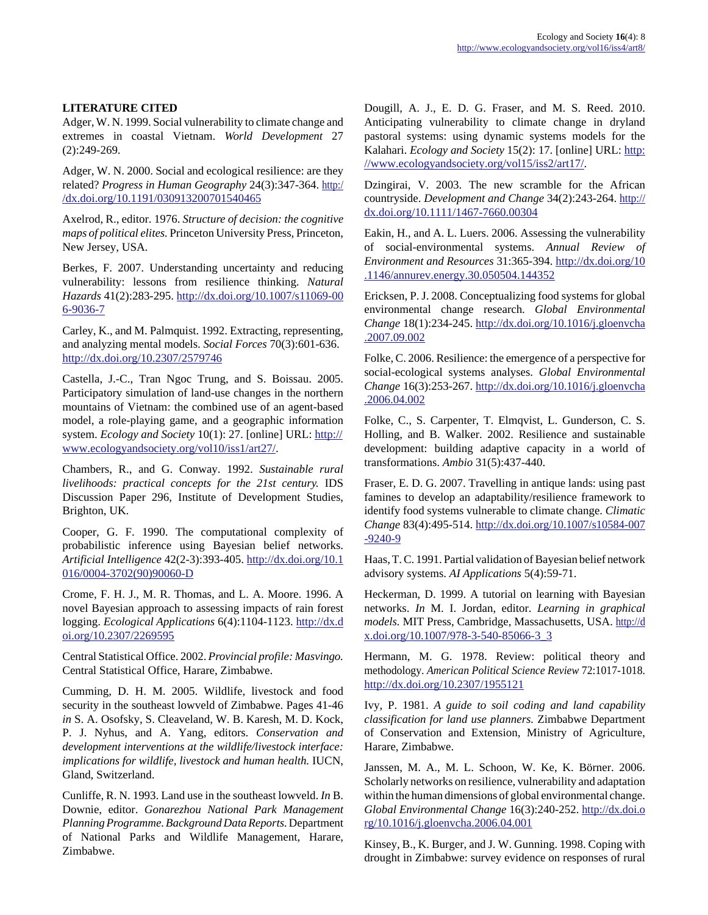## LITERATURE CITED

Adger, W. N. 1999. Social vulnerability to climate change and extremes in coastal Vietnam. *World Development* 27 (2):249-269.

Adger, W. N. 2000. Social and ecological resilience: are they related? *Progress in Human Geography* 24(3):347-364. http://dx.doi.org/10.1191/030913200701540465

Axelrod, R., editor. 1976. *Structure of decision: the cognitive maps of political elites.* Princeton University Press, Princeton, New Jersey, USA.

Berkes, F. 2007. Understanding uncertainty and reducing vulnerability: lessons from resilience thinking. *Natural Hazards* 41(2):283-295. http://dx.doi.org/10.1007/s11069-006-9036-7

Carley, K., and M. Palmquist. 1992. Extracting, representing, and analyzing mental models. *Social Forces* 70(3):601-636. http://dx.doi.org/10.2307/2579746

Castella, J.-C., Tran Ngoc Trung, and S. Boissau. 2005. Participatory simulation of land-use changes in the northern mountains of Vietnam: the combined use of an agent-based model, a role-playing game, and a geographic information system. *Ecology and Society* 10(1): 27. [online] URL: http://www.ecologyandsociety.org/vol10/iss1/art27/.

Chambers, R., and G. Conway. 1992. *Sustainable rural livelihoods: practical concepts for the 21st century.* IDS Discussion Paper 296, Institute of Development Studies, Brighton, UK.

Cooper, G. F. 1990. The computational complexity of probabilistic inference using Bayesian belief networks. *Artificial Intelligence* 42(2-3):393-405. http://dx.doi.org/10.1016/0004-3702(90)90060-D

Crome, F. H. J., M. R. Thomas, and L. A. Moore. 1996. A novel Bayesian approach to assessing impacts of rain forest logging. *Ecological Applications* 6(4):1104-1123. http://dx.doi.org/10.2307/2269595

Central Statistical Office. 2002. *Provincial profile: Masvingo.* Central Statistical Office, Harare, Zimbabwe.

Cumming, D. H. M. 2005. Wildlife, livestock and food security in the southeast lowveld of Zimbabwe. Pages 41-46 *in* S. A. Osofsky, S. Cleaveland, W. B. Karesh, M. D. Kock, P. J. Nyhus, and A. Yang, editors. *Conservation and development interventions at the wildlife/livestock interface: implications for wildlife, livestock and human health.* IUCN, Gland, Switzerland.

Cunliffe, R. N. 1993. Land use in the southeast lowveld. *In* B. Downie, editor. *Gonarezhou National Park Management Planning Programme. Background Data Reports.* Department of National Parks and Wildlife Management, Harare, Zimbabwe.

Dougill, A. J., E. D. G. Fraser, and M. S. Reed. 2010. Anticipating vulnerability to climate change in dryland pastoral systems: using dynamic systems models for the Kalahari. *Ecology and Society* 15(2): 17. [online] URL: http://www.ecologyandsociety.org/vol15/iss2/art17/.

Dzingirai, V. 2003. The new scramble for the African countryside. *Development and Change* 34(2):243-264. http://dx.doi.org/10.1111/1467-7660.00304

Eakin, H., and A. L. Luers. 2006. Assessing the vulnerability of social-environmental systems. *Annual Review of Environment and Resources* 31:365-394. http://dx.doi.org/10.1146/annurev.energy.30.050504.144352

Ericksen, P. J. 2008. Conceptualizing food systems for global environmental change research. *Global Environmental Change* 18(1):234-245. http://dx.doi.org/10.1016/j.gloenvcha.2007.09.002

Folke, C. 2006. Resilience: the emergence of a perspective for social-ecological systems analyses. *Global Environmental Change* 16(3):253-267. http://dx.doi.org/10.1016/j.gloenvcha.2006.04.002

Folke, C., S. Carpenter, T. Elmqvist, L. Gunderson, C. S. Holling, and B. Walker. 2002. Resilience and sustainable development: building adaptive capacity in a world of transformations. *Ambio* 31(5):437-440.

Fraser, E. D. G. 2007. Travelling in antique lands: using past famines to develop an adaptability/resilience framework to identify food systems vulnerable to climate change. *Climatic Change* 83(4):495-514. http://dx.doi.org/10.1007/s10584-007-9240-9

Haas, T. C. 1991. Partial validation of Bayesian belief network advisory systems. *AI Applications* 5(4):59-71.

Heckerman, D. 1999. A tutorial on learning with Bayesian networks. *In* M. I. Jordan, editor. *Learning in graphical models.* MIT Press, Cambridge, Massachusetts, USA. http://dx.doi.org/10.1007/978-3-540-85066-3_3

Hermann, M. G. 1978. Review: political theory and methodology. *American Political Science Review* 72:1017-1018. http://dx.doi.org/10.2307/1955121

Ivy, P. 1981. *A guide to soil coding and land capability classification for land use planners.* Zimbabwe Department of Conservation and Extension, Ministry of Agriculture, Harare, Zimbabwe.

Janssen, M. A., M. L. Schoon, W. Ke, K. Börner. 2006. Scholarly networks on resilience, vulnerability and adaptation within the human dimensions of global environmental change. *Global Environmental Change* 16(3):240-252. http://dx.doi.org/10.1016/j.gloenvcha.2006.04.001

Kinsey, B., K. Burger, and J. W. Gunning. 1998. Coping with drought in Zimbabwe: survey evidence on responses of rural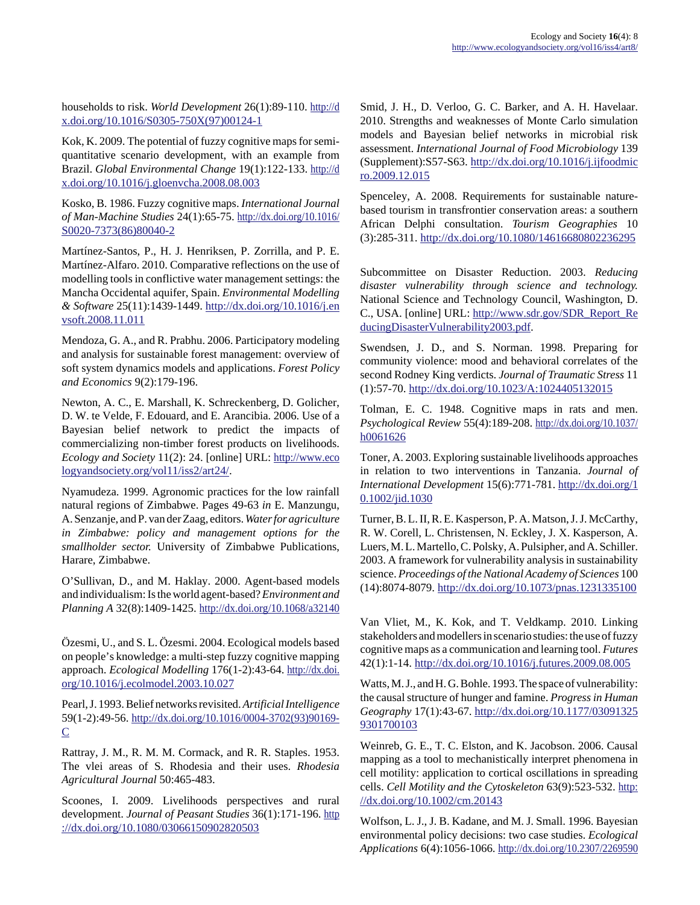households to risk. *World Development* 26(1):89-110. http://dx.doi.org/10.1016/S0305-750X(97)00124-1

Kok, K. 2009. The potential of fuzzy cognitive maps for semi-quantitative scenario development, with an example from Brazil. *Global Environmental Change* 19(1):122-133. http://dx.doi.org/10.1016/j.gloenvcha.2008.08.003

Kosko, B. 1986. Fuzzy cognitive maps. *International Journal of Man-Machine Studies* 24(1):65-75. http://dx.doi.org/10.1016/S0020-7373(86)80040-2

Martínez-Santos, P., H. J. Henriksen, P. Zorrilla, and P. E. Martínez-Alfaro. 2010. Comparative reflections on the use of modelling tools in conflictive water management settings: the Mancha Occidental aquifer, Spain. *Environmental Modelling & Software* 25(11):1439-1449. http://dx.doi.org/10.1016/j.envsoft.2008.11.011

Mendoza, G. A., and R. Prabhu. 2006. Participatory modeling and analysis for sustainable forest management: overview of soft system dynamics models and applications. *Forest Policy and Economics* 9(2):179-196.

Newton, A. C., E. Marshall, K. Schreckenberg, D. Golicher, D. W. te Velde, F. Edouard, and E. Arancibia. 2006. Use of a Bayesian belief network to predict the impacts of commercializing non-timber forest products on livelihoods. *Ecology and Society* 11(2): 24. [online] URL: http://www.ecologyandsociety.org/vol11/iss2/art24/.

Nyamudeza. 1999. Agronomic practices for the low rainfall natural regions of Zimbabwe. Pages 49-63 *in* E. Manzungu, A. Senzanje, and P. van der Zaag, editors. *Water for agriculture in Zimbabwe: policy and management options for the smallholder sector.* University of Zimbabwe Publications, Harare, Zimbabwe.

O'Sullivan, D., and M. Haklay. 2000. Agent-based models and individualism: Is the world agent-based? *Environment and Planning A* 32(8):1409-1425. http://dx.doi.org/10.1068/a32140

Özesmi, U., and S. L. Özesmi. 2004. Ecological models based on people's knowledge: a multi-step fuzzy cognitive mapping approach. *Ecological Modelling* 176(1-2):43-64. http://dx.doi.org/10.1016/j.ecolmodel.2003.10.027

Pearl, J. 1993. Belief networks revisited. *Artificial Intelligence* 59(1-2):49-56. http://dx.doi.org/10.1016/0004-3702(93)90169-C

Rattray, J. M., R. M. M. Cormack, and R. R. Staples. 1953. The vlei areas of S. Rhodesia and their uses. *Rhodesia Agricultural Journal* 50:465-483.

Scoones, I. 2009. Livelihoods perspectives and rural development. *Journal of Peasant Studies* 36(1):171-196. http://dx.doi.org/10.1080/03066150902820503

Smid, J. H., D. Verloo, G. C. Barker, and A. H. Havelaar. 2010. Strengths and weaknesses of Monte Carlo simulation models and Bayesian belief networks in microbial risk assessment. *International Journal of Food Microbiology* 139 (Supplement):S57-S63. http://dx.doi.org/10.1016/j.ijfoodmicro.2009.12.015

Spenceley, A. 2008. Requirements for sustainable nature-based tourism in transfrontier conservation areas: a southern African Delphi consultation. *Tourism Geographies* 10 (3):285-311. http://dx.doi.org/10.1080/14616680802236295

Subcommittee on Disaster Reduction. 2003. *Reducing disaster vulnerability through science and technology.* National Science and Technology Council, Washington, D. C., USA. [online] URL: http://www.sdr.gov/SDR_Report_ReducingDisasterVulnerability2003.pdf.

Swendsen, J. D., and S. Norman. 1998. Preparing for community violence: mood and behavioral correlates of the second Rodney King verdicts. *Journal of Traumatic Stress* 11 (1):57-70. http://dx.doi.org/10.1023/A:1024405132015

Tolman, E. C. 1948. Cognitive maps in rats and men. *Psychological Review* 55(4):189-208. http://dx.doi.org/10.1037/h0061626

Toner, A. 2003. Exploring sustainable livelihoods approaches in relation to two interventions in Tanzania. *Journal of International Development* 15(6):771-781. http://dx.doi.org/10.1002/jid.1030

Turner, B. L. II, R. E. Kasperson, P. A. Matson, J. J. McCarthy, R. W. Corell, L. Christensen, N. Eckley, J. X. Kasperson, A. Luers, M. L. Martello, C. Polsky, A. Pulsipher, and A. Schiller. 2003. A framework for vulnerability analysis in sustainability science. *Proceedings of the National Academy of Sciences* 100 (14):8074-8079. http://dx.doi.org/10.1073/pnas.1231335100

Van Vliet, M., K. Kok, and T. Veldkamp. 2010. Linking stakeholders and modellers in scenario studies: the use of fuzzy cognitive maps as a communication and learning tool. *Futures* 42(1):1-14. http://dx.doi.org/10.1016/j.futures.2009.08.005

Watts, M. J., and H. G. Bohle. 1993. The space of vulnerability: the causal structure of hunger and famine. *Progress in Human Geography* 17(1):43-67. http://dx.doi.org/10.1177/030913259301700103

Weinreb, G. E., T. C. Elston, and K. Jacobson. 2006. Causal mapping as a tool to mechanistically interpret phenomena in cell motility: application to cortical oscillations in spreading cells. *Cell Motility and the Cytoskeleton* 63(9):523-532. http://dx.doi.org/10.1002/cm.20143

Wolfson, L. J., J. B. Kadane, and M. J. Small. 1996. Bayesian environmental policy decisions: two case studies. *Ecological Applications* 6(4):1056-1066. http://dx.doi.org/10.2307/2269590